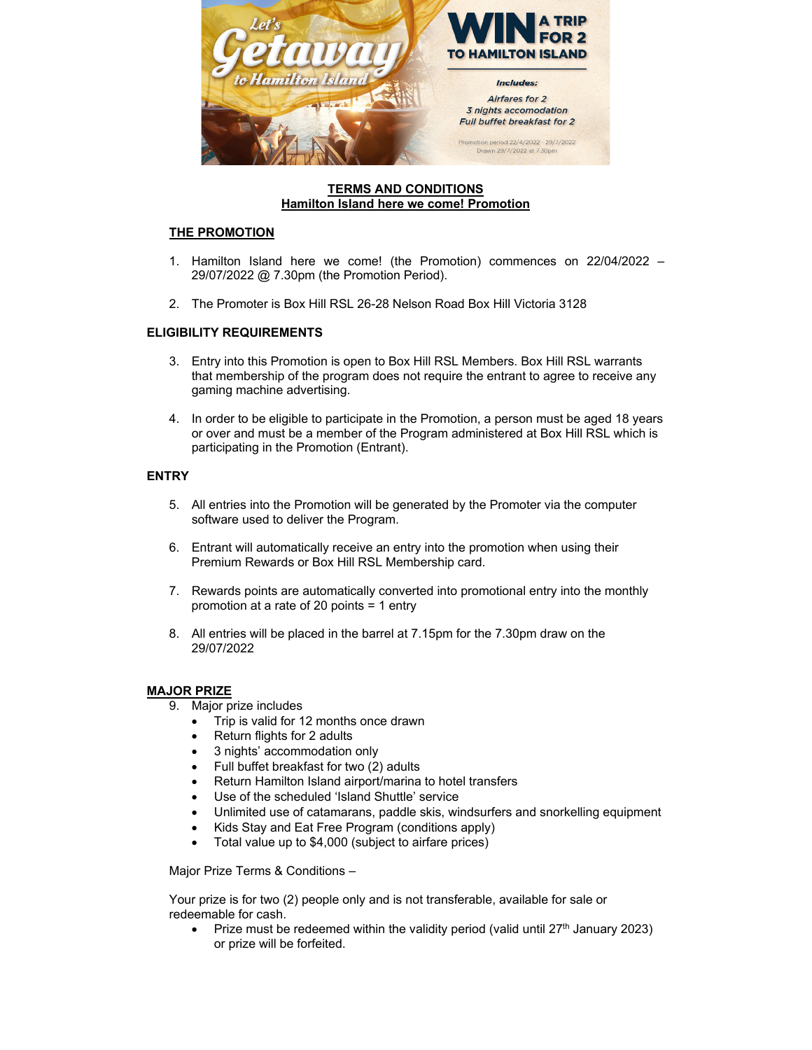Let's Getaway to Hamilton Island

WIN A TRIP FOR 2 TO HAMILTON ISLAND

*Includes:*

*Airfares for 2*
*3 nights accomodation*
*Full buffet breakfast for 2*

Promotion period 22/4/2022 - 29/7/2022
Drawn 29/7/2022 at 7.30pm

## TERMS AND CONDITIONS
## Hamilton Island here we come! Promotion

### THE PROMOTION

1. Hamilton Island here we come! (the Promotion) commences on 22/04/2022 – 29/07/2022 @ 7.30pm (the Promotion Period).

2. The Promoter is Box Hill RSL 26-28 Nelson Road Box Hill Victoria 3128

### ELIGIBILITY REQUIREMENTS

3. Entry into this Promotion is open to Box Hill RSL Members. Box Hill RSL warrants that membership of the program does not require the entrant to agree to receive any gaming machine advertising.

4. In order to be eligible to participate in the Promotion, a person must be aged 18 years or over and must be a member of the Program administered at Box Hill RSL which is participating in the Promotion (Entrant).

### ENTRY

5. All entries into the Promotion will be generated by the Promoter via the computer software used to deliver the Program.

6. Entrant will automatically receive an entry into the promotion when using their Premium Rewards or Box Hill RSL Membership card.

7. Rewards points are automatically converted into promotional entry into the monthly promotion at a rate of 20 points = 1 entry

8. All entries will be placed in the barrel at 7.15pm for the 7.30pm draw on the 29/07/2022

### MAJOR PRIZE

9. Major prize includes
   - Trip is valid for 12 months once drawn
   - Return flights for 2 adults
   - 3 nights' accommodation only
   - Full buffet breakfast for two (2) adults
   - Return Hamilton Island airport/marina to hotel transfers
   - Use of the scheduled 'Island Shuttle' service
   - Unlimited use of catamarans, paddle skis, windsurfers and snorkelling equipment
   - Kids Stay and Eat Free Program (conditions apply)
   - Total value up to $4,000 (subject to airfare prices)

Major Prize Terms & Conditions –

Your prize is for two (2) people only and is not transferable, available for sale or redeemable for cash.

- Prize must be redeemed within the validity period (valid until 27th January 2023) or prize will be forfeited.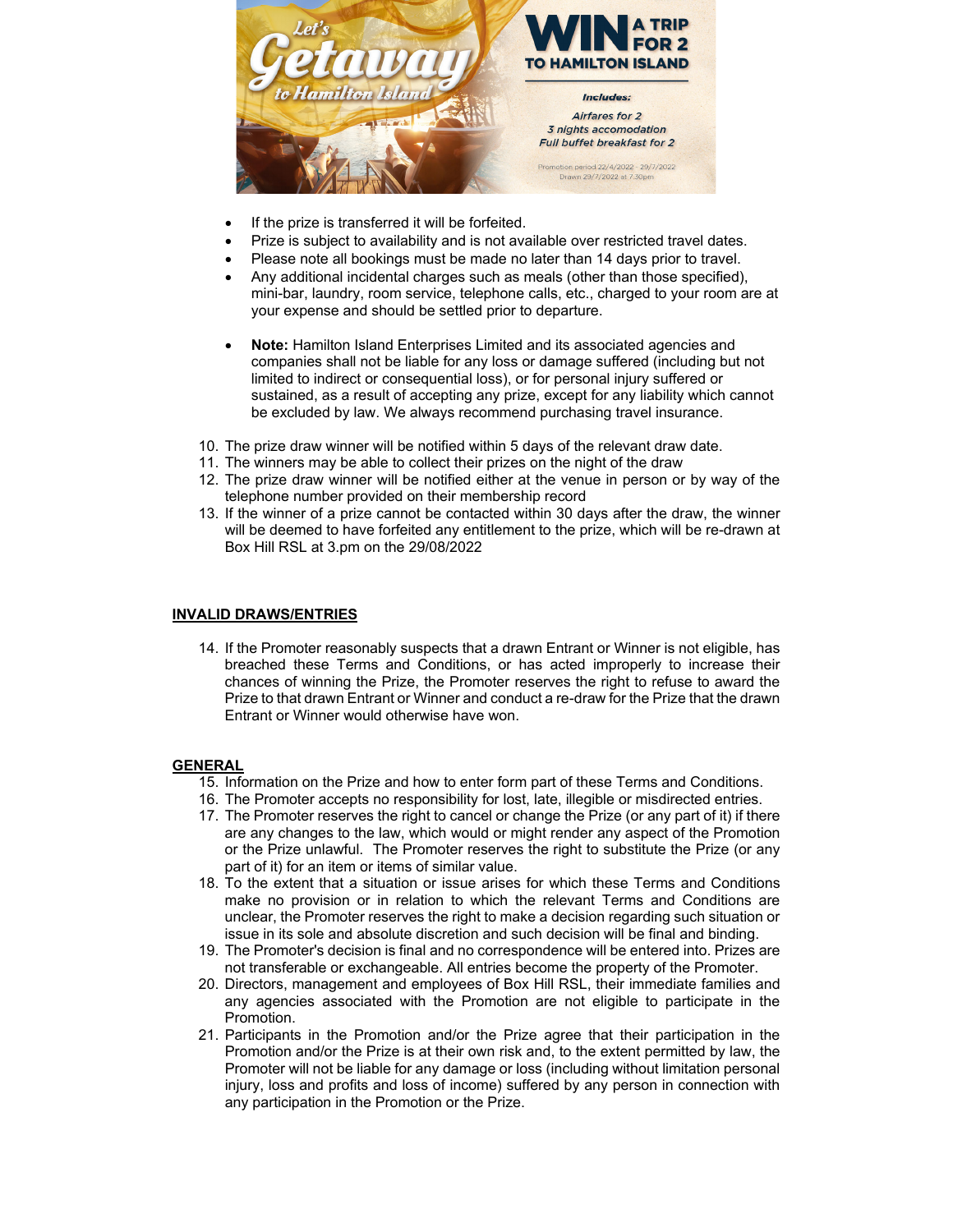- If the prize is transferred it will be forfeited.
- Prize is subject to availability and is not available over restricted travel dates.
- Please note all bookings must be made no later than 14 days prior to travel.
- Any additional incidental charges such as meals (other than those specified), mini-bar, laundry, room service, telephone calls, etc., charged to your room are at your expense and should be settled prior to departure.

- **Note:** Hamilton Island Enterprises Limited and its associated agencies and companies shall not be liable for any loss or damage suffered (including but not limited to indirect or consequential loss), or for personal injury suffered or sustained, as a result of accepting any prize, except for any liability which cannot be excluded by law. We always recommend purchasing travel insurance.

10. The prize draw winner will be notified within 5 days of the relevant draw date.
11. The winners may be able to collect their prizes on the night of the draw
12. The prize draw winner will be notified either at the venue in person or by way of the telephone number provided on their membership record
13. If the winner of a prize cannot be contacted within 30 days after the draw, the winner will be deemed to have forfeited any entitlement to the prize, which will be re-drawn at Box Hill RSL at 3.pm on the 29/08/2022

## INVALID DRAWS/ENTRIES

14. If the Promoter reasonably suspects that a drawn Entrant or Winner is not eligible, has breached these Terms and Conditions, or has acted improperly to increase their chances of winning the Prize, the Promoter reserves the right to refuse to award the Prize to that drawn Entrant or Winner and conduct a re-draw for the Prize that the drawn Entrant or Winner would otherwise have won.

## GENERAL

15. Information on the Prize and how to enter form part of these Terms and Conditions.
16. The Promoter accepts no responsibility for lost, late, illegible or misdirected entries.
17. The Promoter reserves the right to cancel or change the Prize (or any part of it) if there are any changes to the law, which would or might render any aspect of the Promotion or the Prize unlawful. The Promoter reserves the right to substitute the Prize (or any part of it) for an item or items of similar value.
18. To the extent that a situation or issue arises for which these Terms and Conditions make no provision or in relation to which the relevant Terms and Conditions are unclear, the Promoter reserves the right to make a decision regarding such situation or issue in its sole and absolute discretion and such decision will be final and binding.
19. The Promoter's decision is final and no correspondence will be entered into. Prizes are not transferable or exchangeable. All entries become the property of the Promoter.
20. Directors, management and employees of Box Hill RSL, their immediate families and any agencies associated with the Promotion are not eligible to participate in the Promotion.
21. Participants in the Promotion and/or the Prize agree that their participation in the Promotion and/or the Prize is at their own risk and, to the extent permitted by law, the Promoter will not be liable for any damage or loss (including without limitation personal injury, loss and profits and loss of income) suffered by any person in connection with any participation in the Promotion or the Prize.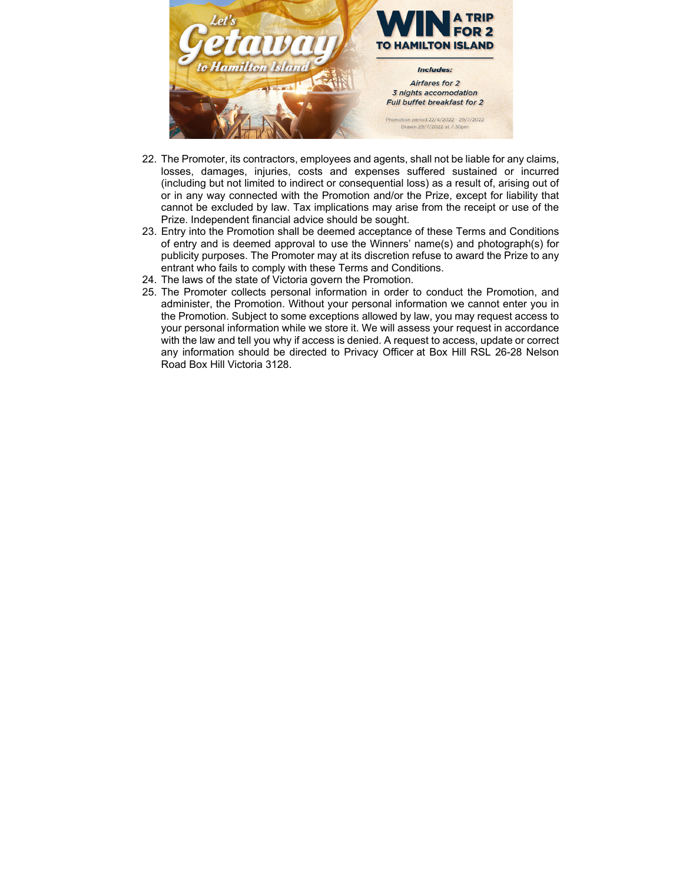Let's Getaway to Hamilton Island

WIN A TRIP FOR 2 TO HAMILTON ISLAND

*Includes:*

*Airfares for 2*
*3 nights accomodation*
*Full buffet breakfast for 2*

Promotion period 22/4/2022 - 29/7/2022
Drawn 29/7/2022 at 7:30pm

22. The Promoter, its contractors, employees and agents, shall not be liable for any claims, losses, damages, injuries, costs and expenses suffered sustained or incurred (including but not limited to indirect or consequential loss) as a result of, arising out of or in any way connected with the Promotion and/or the Prize, except for liability that cannot be excluded by law. Tax implications may arise from the receipt or use of the Prize. Independent financial advice should be sought.
23. Entry into the Promotion shall be deemed acceptance of these Terms and Conditions of entry and is deemed approval to use the Winners' name(s) and photograph(s) for publicity purposes. The Promoter may at its discretion refuse to award the Prize to any entrant who fails to comply with these Terms and Conditions.
24. The laws of the state of Victoria govern the Promotion.
25. The Promoter collects personal information in order to conduct the Promotion, and administer, the Promotion. Without your personal information we cannot enter you in the Promotion. Subject to some exceptions allowed by law, you may request access to your personal information while we store it. We will assess your request in accordance with the law and tell you why if access is denied. A request to access, update or correct any information should be directed to Privacy Officer at Box Hill RSL 26-28 Nelson Road Box Hill Victoria 3128.